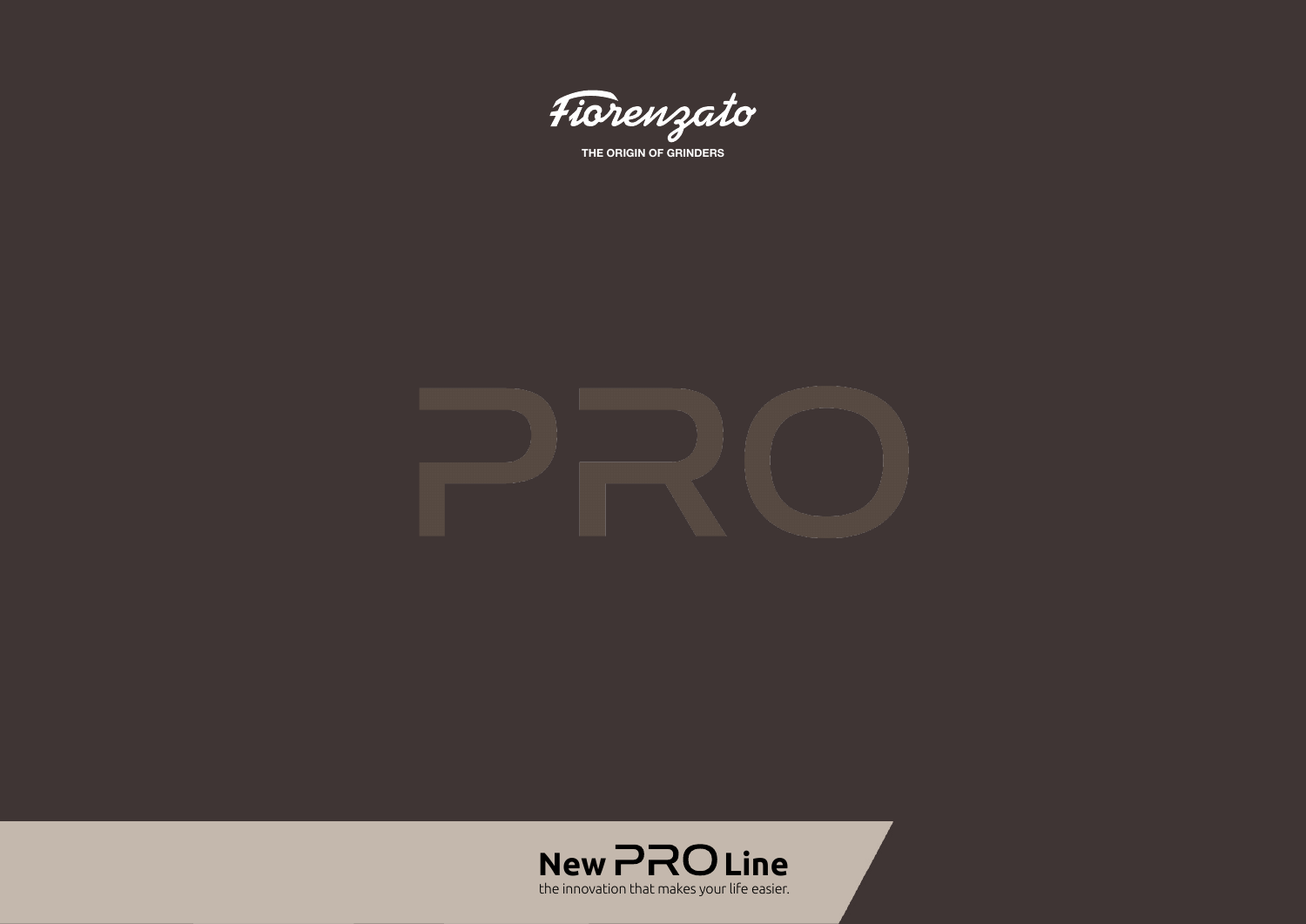# Fiorenzato

THE ORIGIN OF GRINDERS

# PRO

## New PRO Line

the innovation that makes your life easier.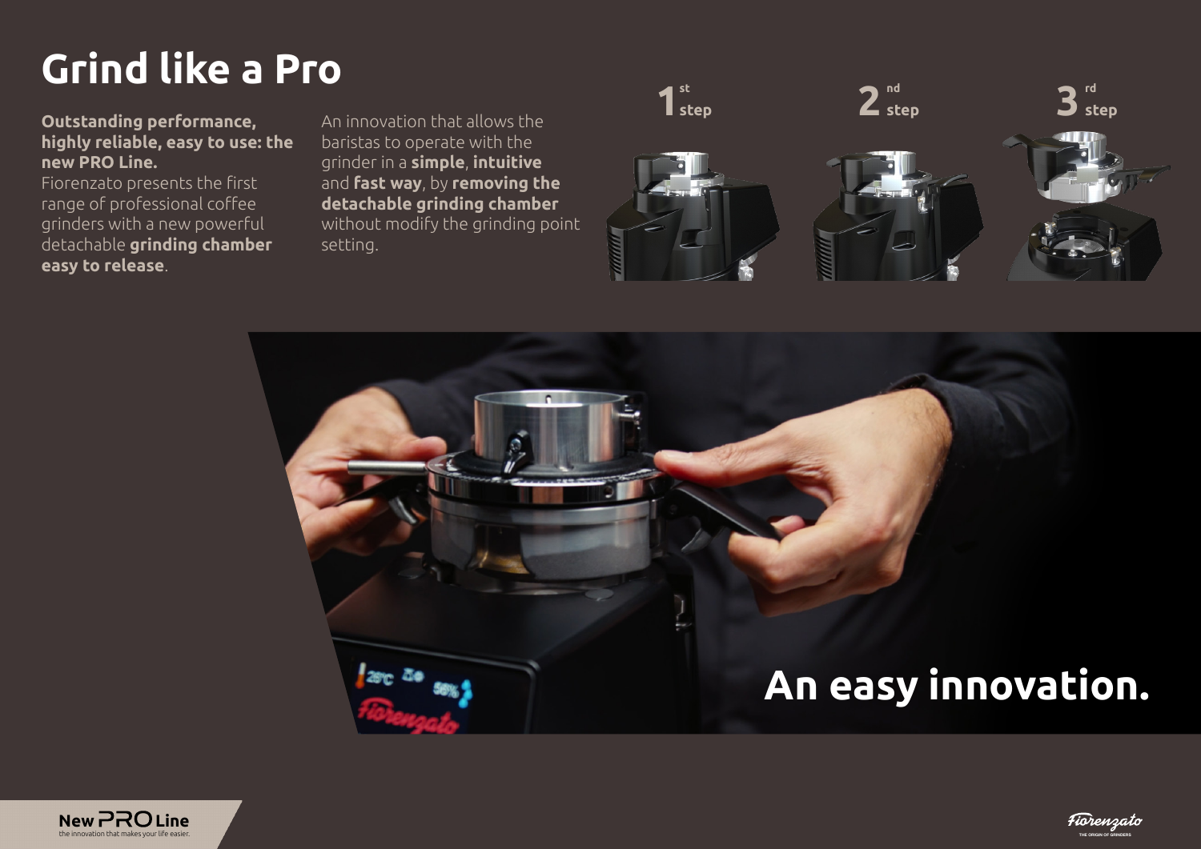# Grind like a Pro

**Outstanding performance, highly reliable, easy to use: the new PRO Line.**
Fiorenzato presents the first range of professional coffee grinders with a new powerful detachable **grinding chamber easy to release**.

An innovation that allows the baristas to operate with the grinder in a **simple**, **intuitive** and **fast way**, by **removing the detachable grinding chamber** without modify the grinding point setting.

1st step

2nd step

3rd step

## An easy innovation.

**New PRO Line**
the innovation that makes your life easier.

Fiorenzato
THE ORIGIN OF GRINDERS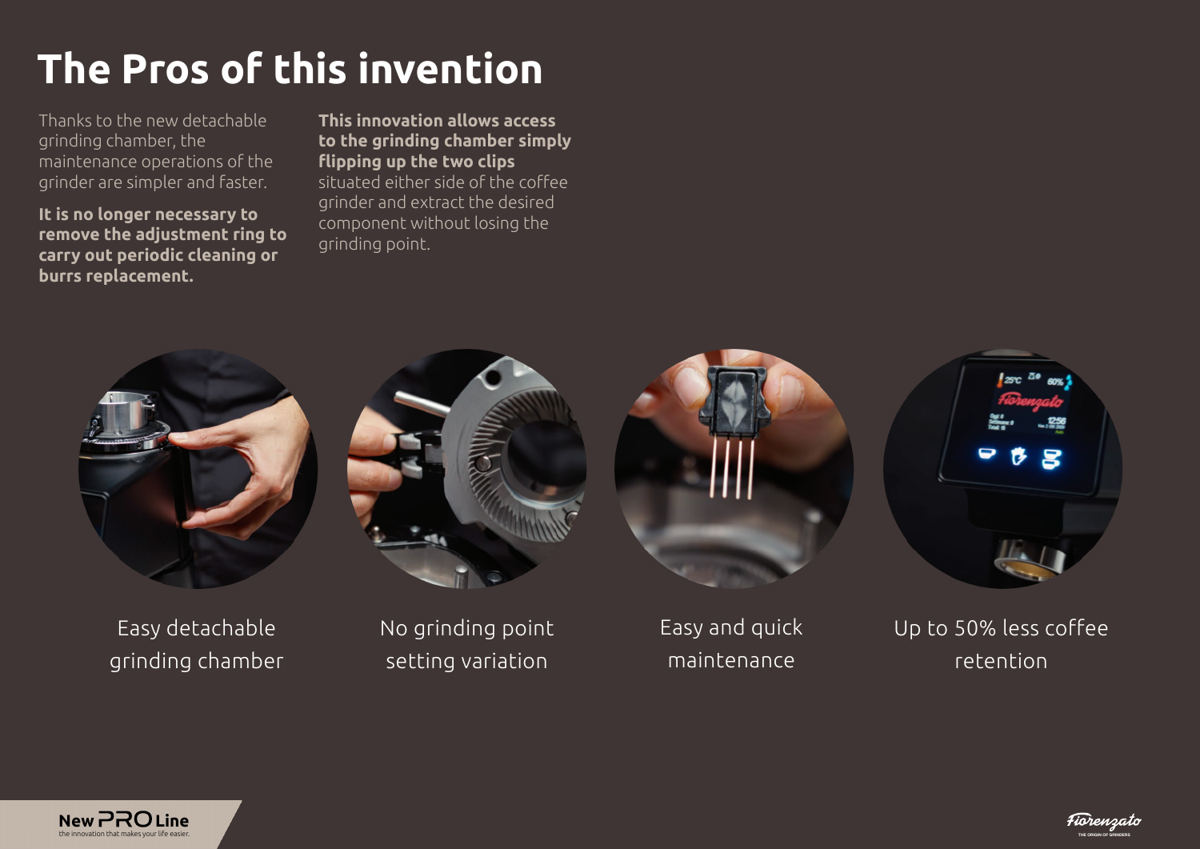# The Pros of this invention

Thanks to the new detachable grinding chamber, the maintenance operations of the grinder are simpler and faster.

**It is no longer necessary to remove the adjustment ring to carry out periodic cleaning or burrs replacement.**

**This innovation allows access to the grinding chamber simply flipping up the two clips** situated either side of the coffee grinder and extract the desired component without losing the grinding point.

Easy detachable grinding chamber

No grinding point setting variation

Easy and quick maintenance

Up to 50% less coffee retention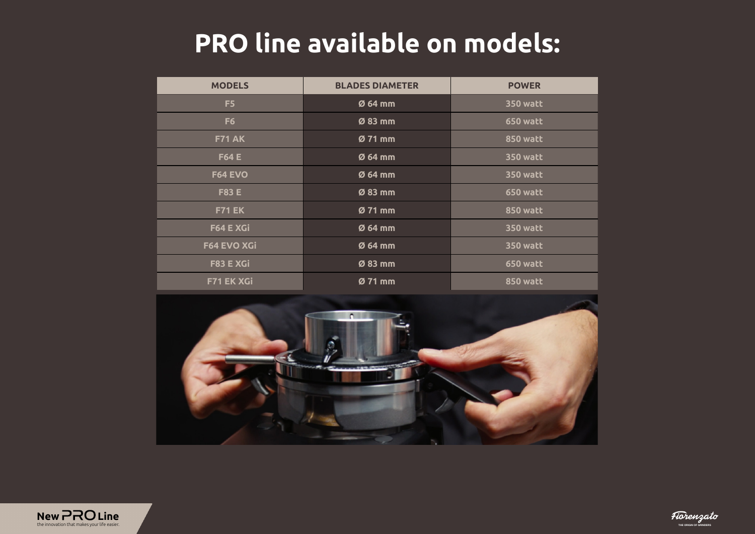# PRO line available on models:

| MODELS | BLADES DIAMETER | POWER |
|---|---|---|
| F5 | Ø 64 mm | 350 watt |
| F6 | Ø 83 mm | 650 watt |
| F71 AK | Ø 71 mm | 850 watt |
| F64 E | Ø 64 mm | 350 watt |
| F64 EVO | Ø 64 mm | 350 watt |
| F83 E | Ø 83 mm | 650 watt |
| F71 EK | Ø 71 mm | 850 watt |
| F64 E XGi | Ø 64 mm | 350 watt |
| F64 EVO XGi | Ø 64 mm | 350 watt |
| F83 E XGi | Ø 83 mm | 650 watt |
| F71 EK XGi | Ø 71 mm | 850 watt |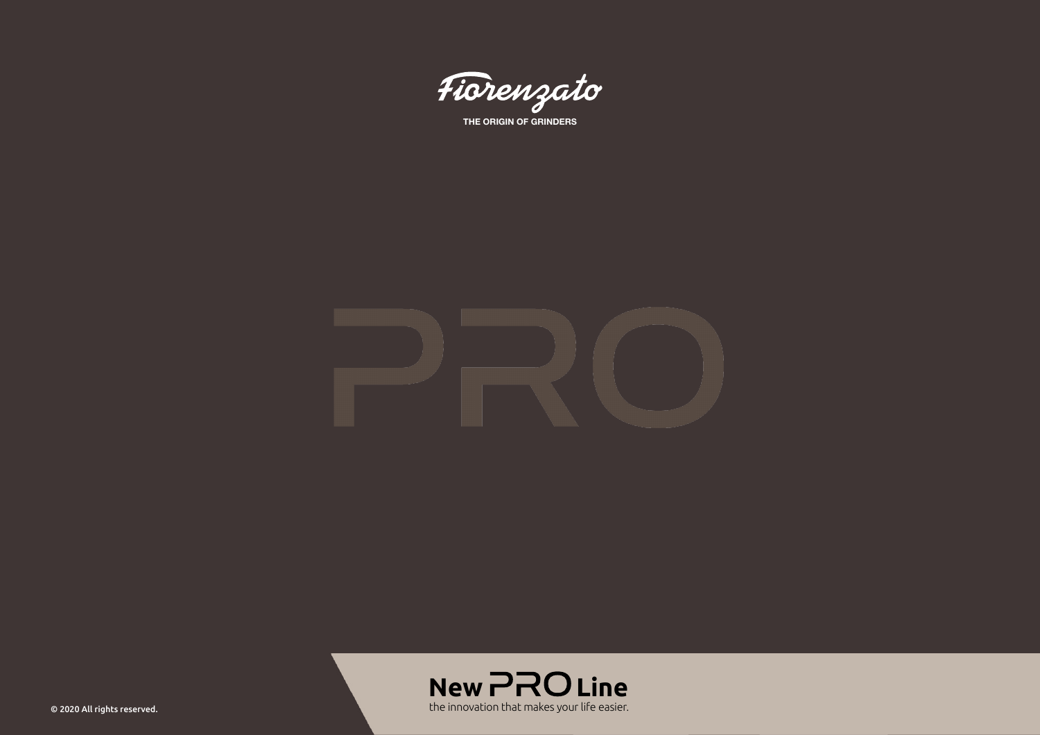Fiorenzato

THE ORIGIN OF GRINDERS

PRO

**New PRO Line**

the innovation that makes your life easier.

© 2020 All rights reserved.